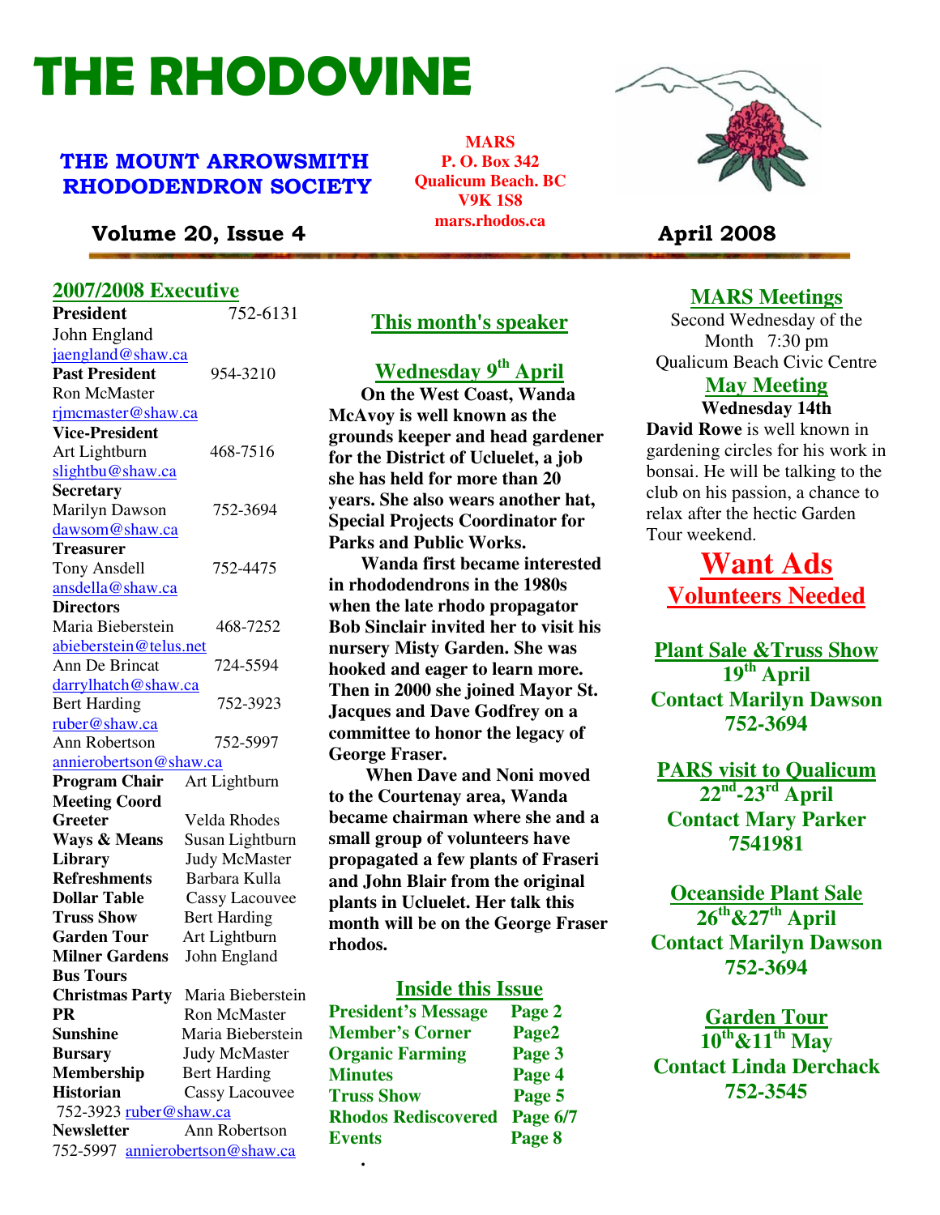# THE RHODOVINE

## THE MOUNT ARROWSMITH RHODODENDRON SOCIETY

**MARS**
**P. O. Box 342**
**Qualicum Beach. BC**
**V9K 1S8**
**mars.rhodos.ca**

**Volume 20, Issue 4** **April 2008**

## 2007/2008 Executive

**President** 752-6131
John England
jaengland@shaw.ca

**Past President** 954-3210
Ron McMaster
rjmcmaster@shaw.ca

**Vice-President**
Art Lightburn 468-7516
slightbu@shaw.ca

**Secretary**
Marilyn Dawson 752-3694
dawsom@shaw.ca

**Treasurer**
Tony Ansdell 752-4475
ansdella@shaw.ca

**Directors**
Maria Bieberstein 468-7252
abieberstein@telus.net
Ann De Brincat 724-5594
darrylhatch@shaw.ca
Bert Harding 752-3923
ruber@shaw.ca
Ann Robertson 752-5997
annierobertson@shaw.ca

**Program Chair** Art Lightburn
**Meeting Coord**
**Greeter** Velda Rhodes
**Ways & Means** Susan Lightburn
**Library** Judy McMaster
**Refreshments** Barbara Kulla
**Dollar Table** Cassy Lacouvee
**Truss Show** Bert Harding
**Garden Tour** Art Lightburn
**Milner Gardens** John England
**Bus Tours**
**Christmas Party** Maria Bieberstein
**PR** Ron McMaster
**Sunshine** Maria Bieberstein
**Bursary** Judy McMaster
**Membership** Bert Harding
**Historian** Cassy Lacouvee
752-3923 ruber@shaw.ca
**Newsletter** Ann Robertson
752-5997 annierobertson@shaw.ca

## This month's speaker

### Wednesday 9th April

**On the West Coast, Wanda McAvoy is well known as the grounds keeper and head gardener for the District of Ucluelet, a job she has held for more than 20 years. She also wears another hat, Special Projects Coordinator for Parks and Public Works.**

**Wanda first became interested in rhododendrons in the 1980s when the late rhodo propagator Bob Sinclair invited her to visit his nursery Misty Garden. She was hooked and eager to learn more. Then in 2000 she joined Mayor St. Jacques and Dave Godfrey on a committee to honor the legacy of George Fraser.**

**When Dave and Noni moved to the Courtenay area, Wanda became chairman where she and a small group of volunteers have propagated a few plants of Fraseri and John Blair from the original plants in Ucluelet. Her talk this month will be on the George Fraser rhodos.**

## Inside this Issue

| | |
|---|---|
| President's Message | Page 2 |
| Member's Corner | Page2 |
| Organic Farming | Page 3 |
| Minutes | Page 4 |
| Truss Show | Page 5 |
| Rhodos Rediscovered | Page 6/7 |
| Events | Page 8 |

## MARS Meetings

Second Wednesday of the Month 7:30 pm
Qualicum Beach Civic Centre

## May Meeting

**Wednesday 14th**

**David Rowe** is well known in gardening circles for his work in bonsai. He will be talking to the club on his passion, a chance to relax after the hectic Garden Tour weekend.

# Want Ads

## Volunteers Needed

**Plant Sale &Truss Show**
**19th April**
**Contact Marilyn Dawson**
**752-3694**

**PARS visit to Qualicum**
**22nd-23rd April**
**Contact Mary Parker**
**7541981**

**Oceanside Plant Sale**
**26th&27th April**
**Contact Marilyn Dawson**
**752-3694**

**Garden Tour**
**10th&11th May**
**Contact Linda Derchack**
**752-3545**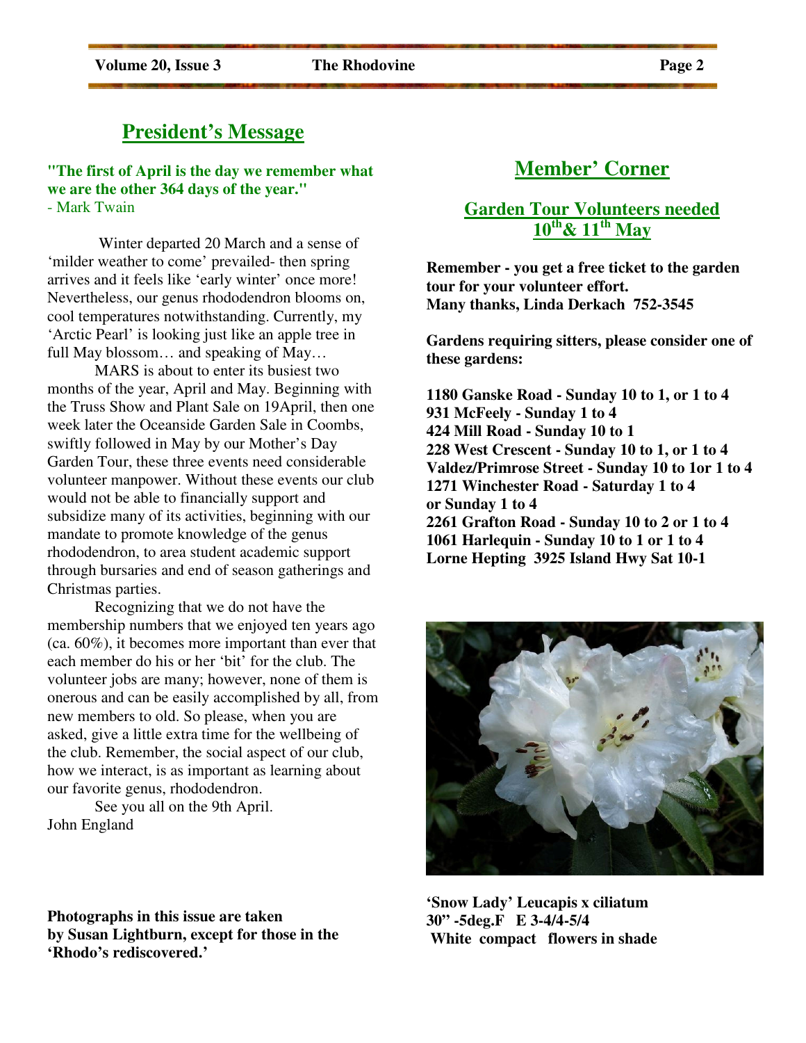## President's Message

**"The first of April is the day we remember what we are the other 364 days of the year."**
- Mark Twain

Winter departed 20 March and a sense of 'milder weather to come' prevailed- then spring arrives and it feels like 'early winter' once more! Nevertheless, our genus rhododendron blooms on, cool temperatures notwithstanding. Currently, my 'Arctic Pearl' is looking just like an apple tree in full May blossom… and speaking of May…

MARS is about to enter its busiest two months of the year, April and May. Beginning with the Truss Show and Plant Sale on 19April, then one week later the Oceanside Garden Sale in Coombs, swiftly followed in May by our Mother's Day Garden Tour, these three events need considerable volunteer manpower. Without these events our club would not be able to financially support and subsidize many of its activities, beginning with our mandate to promote knowledge of the genus rhododendron, to area student academic support through bursaries and end of season gatherings and Christmas parties.

Recognizing that we do not have the membership numbers that we enjoyed ten years ago (ca. 60%), it becomes more important than ever that each member do his or her 'bit' for the club. The volunteer jobs are many; however, none of them is onerous and can be easily accomplished by all, from new members to old. So please, when you are asked, give a little extra time for the wellbeing of the club. Remember, the social aspect of our club, how we interact, is as important as learning about our favorite genus, rhododendron.

See you all on the 9th April.
John England

**Photographs in this issue are taken by Susan Lightburn, except for those in the 'Rhodo's rediscovered.'**

## Member' Corner

### Garden Tour Volunteers needed 10th & 11th May

**Remember - you get a free ticket to the garden tour for your volunteer effort.**
**Many thanks, Linda Derkach 752-3545**

**Gardens requiring sitters, please consider one of these gardens:**

**1180 Ganske Road - Sunday 10 to 1, or 1 to 4**
**931 McFeely - Sunday 1 to 4**
**424 Mill Road - Sunday 10 to 1**
**228 West Crescent - Sunday 10 to 1, or 1 to 4**
**Valdez/Primrose Street - Sunday 10 to 1or 1 to 4**
**1271 Winchester Road - Saturday 1 to 4 or Sunday 1 to 4**
**2261 Grafton Road - Sunday 10 to 2 or 1 to 4**
**1061 Harlequin - Sunday 10 to 1 or 1 to 4**
**Lorne Hepting 3925 Island Hwy Sat 10-1**

**'Snow Lady' Leucapis x ciliatum**
**30" -5deg.F E 3-4/4-5/4**
**White compact flowers in shade**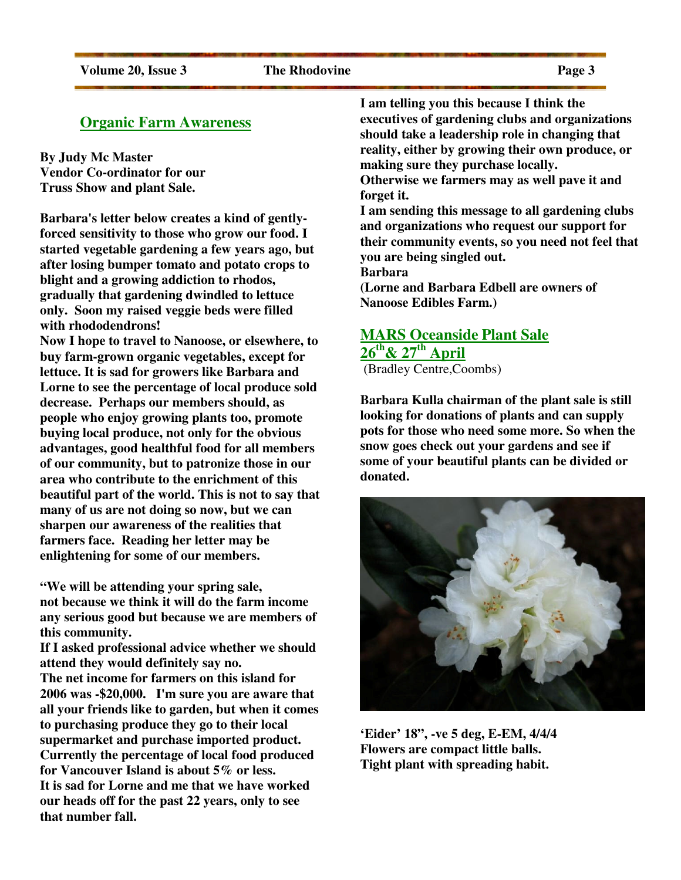## Organic Farm Awareness

**By Judy Mc Master**
**Vendor Co-ordinator for our Truss Show and plant Sale.**

**Barbara's letter below creates a kind of gently-forced sensitivity to those who grow our food. I started vegetable gardening a few years ago, but after losing bumper tomato and potato crops to blight and a growing addiction to rhodos, gradually that gardening dwindled to lettuce only. Soon my raised veggie beds were filled with rhododendrons!**

**Now I hope to travel to Nanoose, or elsewhere, to buy farm-grown organic vegetables, except for lettuce. It is sad for growers like Barbara and Lorne to see the percentage of local produce sold decrease. Perhaps our members should, as people who enjoy growing plants too, promote buying local produce, not only for the obvious advantages, good healthful food for all members of our community, but to patronize those in our area who contribute to the enrichment of this beautiful part of the world. This is not to say that many of us are not doing so now, but we can sharpen our awareness of the realities that farmers face. Reading her letter may be enlightening for some of our members.**

**"We will be attending your spring sale, not because we think it will do the farm income any serious good but because we are members of this community.**

**If I asked professional advice whether we should attend they would definitely say no.**

**The net income for farmers on this island for 2006 was -$20,000. I'm sure you are aware that all your friends like to garden, but when it comes to purchasing produce they go to their local supermarket and purchase imported product. Currently the percentage of local food produced for Vancouver Island is about 5% or less.**

**It is sad for Lorne and me that we have worked our heads off for the past 22 years, only to see that number fall.**

**I am telling you this because I think the executives of gardening clubs and organizations should take a leadership role in changing that reality, either by growing their own produce, or making sure they purchase locally.**

**Otherwise we farmers may as well pave it and forget it.**

**I am sending this message to all gardening clubs and organizations who request our support for their community events, so you need not feel that you are being singled out.**

**Barbara**

**(Lorne and Barbara Edbell are owners of Nanoose Edibles Farm.)**

## MARS Oceanside Plant Sale 26th & 27th April

(Bradley Centre,Coombs)

**Barbara Kulla chairman of the plant sale is still looking for donations of plants and can supply pots for those who need some more. So when the snow goes check out your gardens and see if some of your beautiful plants can be divided or donated.**

**'Eider' 18", -ve 5 deg, E-EM, 4/4/4**
**Flowers are compact little balls.**
**Tight plant with spreading habit.**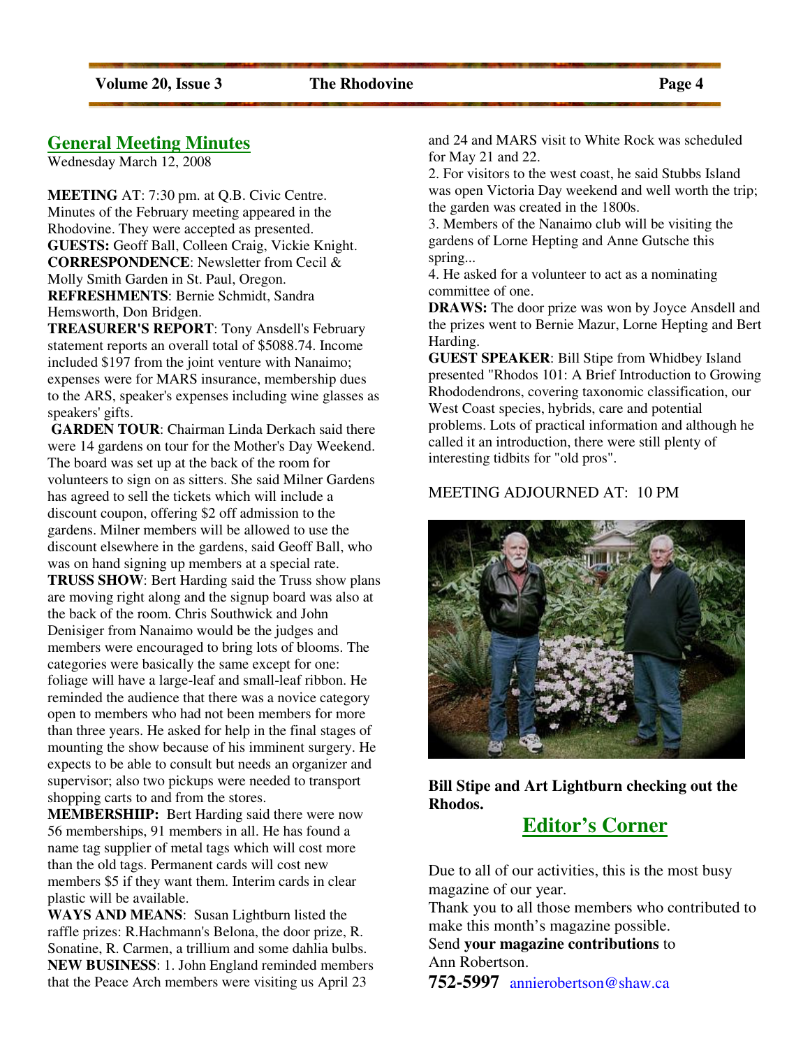## General Meeting Minutes

Wednesday March 12, 2008

**MEETING** AT: 7:30 pm. at Q.B. Civic Centre. Minutes of the February meeting appeared in the Rhodovine. They were accepted as presented.

**GUESTS:** Geoff Ball, Colleen Craig, Vickie Knight.

**CORRESPONDENCE**: Newsletter from Cecil & Molly Smith Garden in St. Paul, Oregon.

**REFRESHMENTS**: Bernie Schmidt, Sandra Hemsworth, Don Bridgen.

**TREASURER'S REPORT**: Tony Ansdell's February statement reports an overall total of $5088.74. Income included $197 from the joint venture with Nanaimo; expenses were for MARS insurance, membership dues to the ARS, speaker's expenses including wine glasses as speakers' gifts.

**GARDEN TOUR**: Chairman Linda Derkach said there were 14 gardens on tour for the Mother's Day Weekend. The board was set up at the back of the room for volunteers to sign on as sitters. She said Milner Gardens has agreed to sell the tickets which will include a discount coupon, offering $2 off admission to the gardens. Milner members will be allowed to use the discount elsewhere in the gardens, said Geoff Ball, who was on hand signing up members at a special rate.

**TRUSS SHOW**: Bert Harding said the Truss show plans are moving right along and the signup board was also at the back of the room. Chris Southwick and John Denisiger from Nanaimo would be the judges and members were encouraged to bring lots of blooms. The categories were basically the same except for one: foliage will have a large-leaf and small-leaf ribbon. He reminded the audience that there was a novice category open to members who had not been members for more than three years. He asked for help in the final stages of mounting the show because of his imminent surgery. He expects to be able to consult but needs an organizer and supervisor; also two pickups were needed to transport shopping carts to and from the stores.

**MEMBERSHIIP:** Bert Harding said there were now 56 memberships, 91 members in all. He has found a name tag supplier of metal tags which will cost more than the old tags. Permanent cards will cost new members $5 if they want them. Interim cards in clear plastic will be available.

**WAYS AND MEANS**: Susan Lightburn listed the raffle prizes: R.Hachmann's Belona, the door prize, R. Sonatine, R. Carmen, a trillium and some dahlia bulbs.

**NEW BUSINESS**: 1. John England reminded members that the Peace Arch members were visiting us April 23 and 24 and MARS visit to White Rock was scheduled for May 21 and 22.

2. For visitors to the west coast, he said Stubbs Island was open Victoria Day weekend and well worth the trip; the garden was created in the 1800s.

3. Members of the Nanaimo club will be visiting the gardens of Lorne Hepting and Anne Gutsche this spring...

4. He asked for a volunteer to act as a nominating committee of one.

**DRAWS:** The door prize was won by Joyce Ansdell and the prizes went to Bernie Mazur, Lorne Hepting and Bert Harding.

**GUEST SPEAKER**: Bill Stipe from Whidbey Island presented "Rhodos 101: A Brief Introduction to Growing Rhododendrons, covering taxonomic classification, our West Coast species, hybrids, care and potential problems. Lots of practical information and although he called it an introduction, there were still plenty of interesting tidbits for "old pros".

MEETING ADJOURNED AT: 10 PM

**Bill Stipe and Art Lightburn checking out the Rhodos.**

## Editor's Corner

Due to all of our activities, this is the most busy magazine of our year.

Thank you to all those members who contributed to make this month's magazine possible.

Send **your magazine contributions** to Ann Robertson.

**752-5997** annierobertson@shaw.ca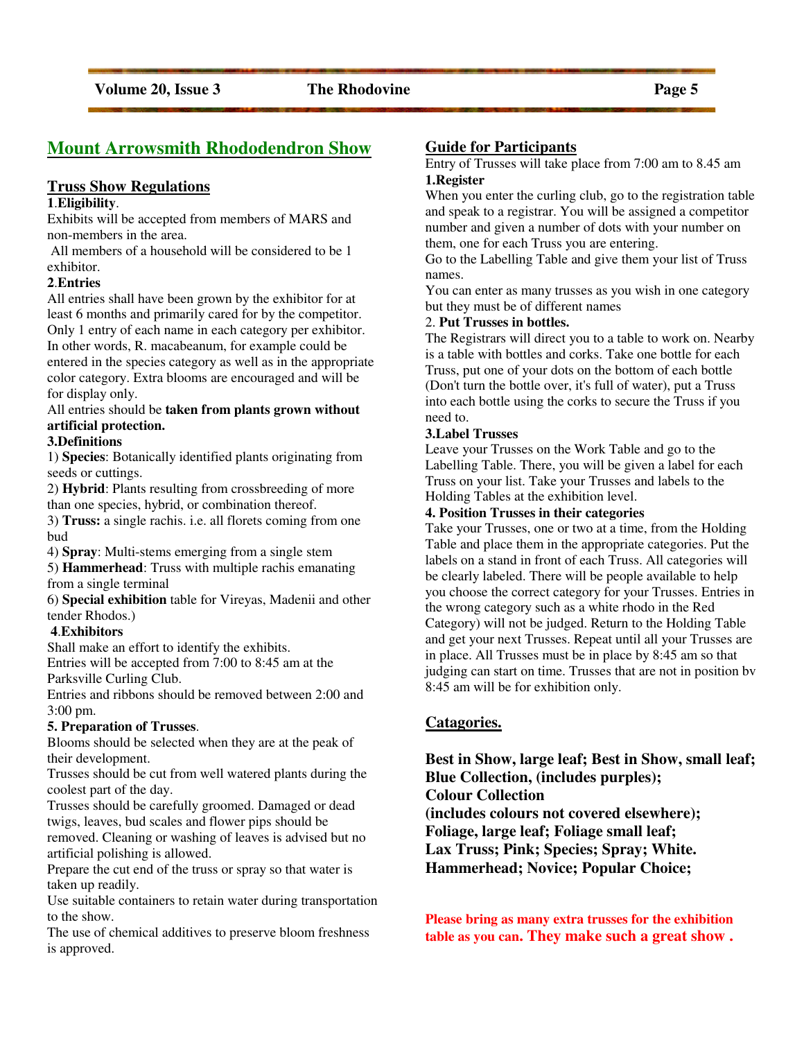## Mount Arrowsmith Rhododendron Show

### Truss Show Regulations

**1.Eligibility**.

Exhibits will be accepted from members of MARS and non-members in the area.

All members of a household will be considered to be 1 exhibitor.

**2.Entries**

All entries shall have been grown by the exhibitor for at least 6 months and primarily cared for by the competitor. Only 1 entry of each name in each category per exhibitor. In other words, R. macabeanum, for example could be entered in the species category as well as in the appropriate color category. Extra blooms are encouraged and will be for display only.

All entries should be **taken from plants grown without artificial protection.**

**3.Definitions**

1) **Species**: Botanically identified plants originating from seeds or cuttings.

2) **Hybrid**: Plants resulting from crossbreeding of more than one species, hybrid, or combination thereof.

3) **Truss:** a single rachis. i.e. all florets coming from one bud

4) **Spray**: Multi-stems emerging from a single stem

5) **Hammerhead**: Truss with multiple rachis emanating from a single terminal

6) **Special exhibition** table for Vireyas, Madenii and other tender Rhodos.)

**4.Exhibitors**

Shall make an effort to identify the exhibits.

Entries will be accepted from 7:00 to 8:45 am at the Parksville Curling Club.

Entries and ribbons should be removed between 2:00 and 3:00 pm.

**5. Preparation of Trusses**.

Blooms should be selected when they are at the peak of their development.

Trusses should be cut from well watered plants during the coolest part of the day.

Trusses should be carefully groomed. Damaged or dead twigs, leaves, bud scales and flower pips should be removed. Cleaning or washing of leaves is advised but no artificial polishing is allowed.

Prepare the cut end of the truss or spray so that water is taken up readily.

Use suitable containers to retain water during transportation to the show.

The use of chemical additives to preserve bloom freshness is approved.

### Guide for Participants

Entry of Trusses will take place from 7:00 am to 8.45 am

**1.Register**

When you enter the curling club, go to the registration table and speak to a registrar. You will be assigned a competitor number and given a number of dots with your number on them, one for each Truss you are entering.

Go to the Labelling Table and give them your list of Truss names.

You can enter as many trusses as you wish in one category but they must be of different names

2. **Put Trusses in bottles.**

The Registrars will direct you to a table to work on. Nearby is a table with bottles and corks. Take one bottle for each Truss, put one of your dots on the bottom of each bottle (Don't turn the bottle over, it's full of water), put a Truss into each bottle using the corks to secure the Truss if you need to.

**3.Label Trusses**

Leave your Trusses on the Work Table and go to the Labelling Table. There, you will be given a label for each Truss on your list. Take your Trusses and labels to the Holding Tables at the exhibition level.

**4. Position Trusses in their categories**

Take your Trusses, one or two at a time, from the Holding Table and place them in the appropriate categories. Put the labels on a stand in front of each Truss. All categories will be clearly labeled. There will be people available to help you choose the correct category for your Trusses. Entries in the wrong category such as a white rhodo in the Red Category) will not be judged. Return to the Holding Table and get your next Trusses. Repeat until all your Trusses are in place. All Trusses must be in place by 8:45 am so that judging can start on time. Trusses that are not in position bv 8:45 am will be for exhibition only.

### Catagories.

**Best in Show, large leaf; Best in Show, small leaf;**
**Blue Collection, (includes purples);**
**Colour Collection**
**(includes colours not covered elsewhere);**
**Foliage, large leaf; Foliage small leaf;**
**Lax Truss; Pink; Species; Spray; White.**
**Hammerhead; Novice; Popular Choice;**

**Please bring as many extra trusses for the exhibition table as you can. They make such a great show .**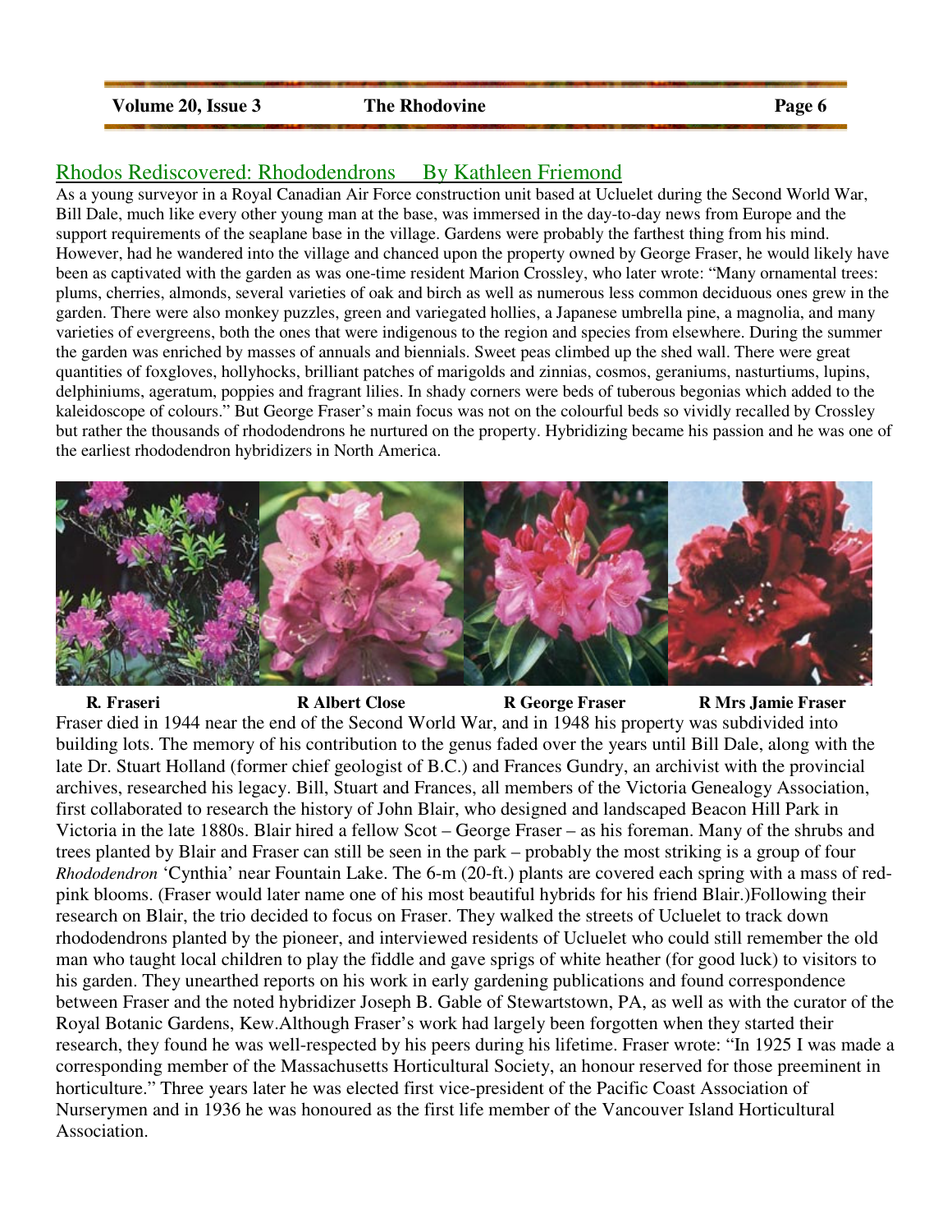## Rhodos Rediscovered: Rhododendrons By Kathleen Friemond

As a young surveyor in a Royal Canadian Air Force construction unit based at Ucluelet during the Second World War, Bill Dale, much like every other young man at the base, was immersed in the day-to-day news from Europe and the support requirements of the seaplane base in the village. Gardens were probably the farthest thing from his mind. However, had he wandered into the village and chanced upon the property owned by George Fraser, he would likely have been as captivated with the garden as was one-time resident Marion Crossley, who later wrote: "Many ornamental trees: plums, cherries, almonds, several varieties of oak and birch as well as numerous less common deciduous ones grew in the garden. There were also monkey puzzles, green and variegated hollies, a Japanese umbrella pine, a magnolia, and many varieties of evergreens, both the ones that were indigenous to the region and species from elsewhere. During the summer the garden was enriched by masses of annuals and biennials. Sweet peas climbed up the shed wall. There were great quantities of foxgloves, hollyhocks, brilliant patches of marigolds and zinnias, cosmos, geraniums, nasturtiums, lupins, delphiniums, ageratum, poppies and fragrant lilies. In shady corners were beds of tuberous begonias which added to the kaleidoscope of colours." But George Fraser's main focus was not on the colourful beds so vividly recalled by Crossley but rather the thousands of rhododendrons he nurtured on the property. Hybridizing became his passion and he was one of the earliest rhododendron hybridizers in North America.

**R. Fraseri** **R Albert Close** **R George Fraser** **R Mrs Jamie Fraser**

Fraser died in 1944 near the end of the Second World War, and in 1948 his property was subdivided into building lots. The memory of his contribution to the genus faded over the years until Bill Dale, along with the late Dr. Stuart Holland (former chief geologist of B.C.) and Frances Gundry, an archivist with the provincial archives, researched his legacy. Bill, Stuart and Frances, all members of the Victoria Genealogy Association, first collaborated to research the history of John Blair, who designed and landscaped Beacon Hill Park in Victoria in the late 1880s. Blair hired a fellow Scot – George Fraser – as his foreman. Many of the shrubs and trees planted by Blair and Fraser can still be seen in the park – probably the most striking is a group of four *Rhododendron* 'Cynthia' near Fountain Lake. The 6-m (20-ft.) plants are covered each spring with a mass of red-pink blooms. (Fraser would later name one of his most beautiful hybrids for his friend Blair.)Following their research on Blair, the trio decided to focus on Fraser. They walked the streets of Ucluelet to track down rhododendrons planted by the pioneer, and interviewed residents of Ucluelet who could still remember the old man who taught local children to play the fiddle and gave sprigs of white heather (for good luck) to visitors to his garden. They unearthed reports on his work in early gardening publications and found correspondence between Fraser and the noted hybridizer Joseph B. Gable of Stewartstown, PA, as well as with the curator of the Royal Botanic Gardens, Kew.Although Fraser's work had largely been forgotten when they started their research, they found he was well-respected by his peers during his lifetime. Fraser wrote: "In 1925 I was made a corresponding member of the Massachusetts Horticultural Society, an honour reserved for those preeminent in horticulture." Three years later he was elected first vice-president of the Pacific Coast Association of Nurserymen and in 1936 he was honoured as the first life member of the Vancouver Island Horticultural Association.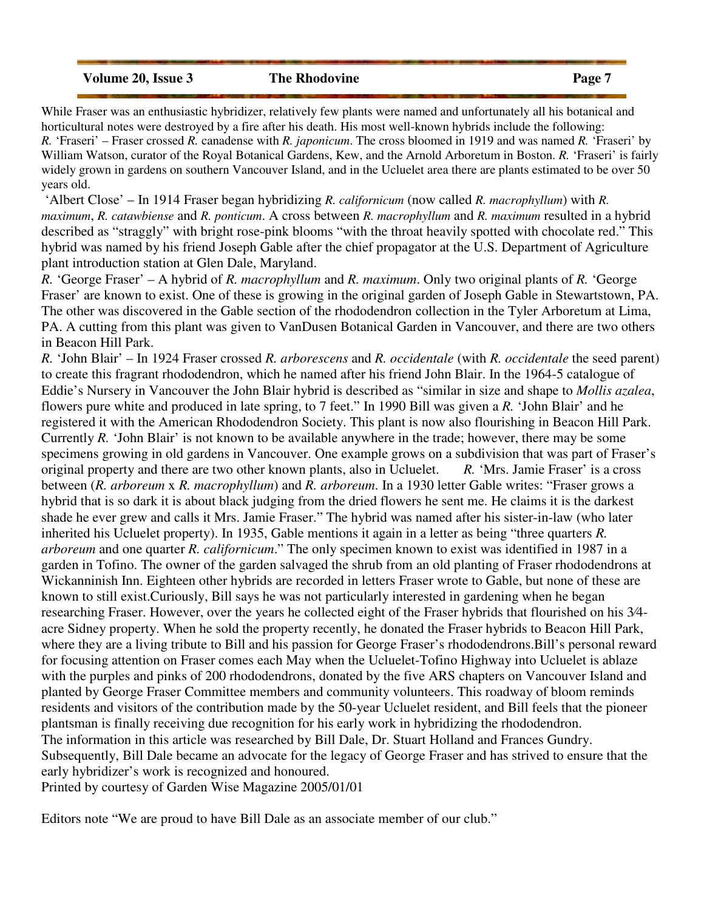While Fraser was an enthusiastic hybridizer, relatively few plants were named and unfortunately all his botanical and horticultural notes were destroyed by a fire after his death. His most well-known hybrids include the following:

*R.* 'Fraseri' – Fraser crossed *R.* canadense with *R. japonicum*. The cross bloomed in 1919 and was named *R.* 'Fraseri' by William Watson, curator of the Royal Botanical Gardens, Kew, and the Arnold Arboretum in Boston. *R.* 'Fraseri' is fairly widely grown in gardens on southern Vancouver Island, and in the Ucluelet area there are plants estimated to be over 50 years old.

'Albert Close' – In 1914 Fraser began hybridizing *R. californicum* (now called *R. macrophyllum*) with *R. maximum*, *R. catawbiense* and *R. ponticum*. A cross between *R. macrophyllum* and *R. maximum* resulted in a hybrid described as "straggly" with bright rose-pink blooms "with the throat heavily spotted with chocolate red." This hybrid was named by his friend Joseph Gable after the chief propagator at the U.S. Department of Agriculture plant introduction station at Glen Dale, Maryland.

*R.* 'George Fraser' – A hybrid of *R. macrophyllum* and *R. maximum*. Only two original plants of *R.* 'George Fraser' are known to exist. One of these is growing in the original garden of Joseph Gable in Stewartstown, PA. The other was discovered in the Gable section of the rhododendron collection in the Tyler Arboretum at Lima, PA. A cutting from this plant was given to VanDusen Botanical Garden in Vancouver, and there are two others in Beacon Hill Park.

*R.* 'John Blair' – In 1924 Fraser crossed *R. arborescens* and *R. occidentale* (with *R. occidentale* the seed parent) to create this fragrant rhododendron, which he named after his friend John Blair. In the 1964-5 catalogue of Eddie's Nursery in Vancouver the John Blair hybrid is described as "similar in size and shape to *Mollis azalea*, flowers pure white and produced in late spring, to 7 feet." In 1990 Bill was given a *R.* 'John Blair' and he registered it with the American Rhododendron Society. This plant is now also flourishing in Beacon Hill Park. Currently *R.* 'John Blair' is not known to be available anywhere in the trade; however, there may be some specimens growing in old gardens in Vancouver. One example grows on a subdivision that was part of Fraser's original property and there are two other known plants, also in Ucluelet.

*R.* 'Mrs. Jamie Fraser' is a cross between (*R. arboreum* x *R. macrophyllum*) and *R. arboreum*. In a 1930 letter Gable writes: "Fraser grows a hybrid that is so dark it is about black judging from the dried flowers he sent me. He claims it is the darkest shade he ever grew and calls it Mrs. Jamie Fraser." The hybrid was named after his sister-in-law (who later inherited his Ucluelet property). In 1935, Gable mentions it again in a letter as being "three quarters *R. arboreum* and one quarter *R. californicum*." The only specimen known to exist was identified in 1987 in a garden in Tofino. The owner of the garden salvaged the shrub from an old planting of Fraser rhododendrons at Wickanninish Inn. Eighteen other hybrids are recorded in letters Fraser wrote to Gable, but none of these are known to still exist.

Curiously, Bill says he was not particularly interested in gardening when he began researching Fraser. However, over the years he collected eight of the Fraser hybrids that flourished on his 3⁄4-acre Sidney property. When he sold the property recently, he donated the Fraser hybrids to Beacon Hill Park, where they are a living tribute to Bill and his passion for George Fraser's rhododendrons.

Bill's personal reward for focusing attention on Fraser comes each May when the Ucluelet-Tofino Highway into Ucluelet is ablaze with the purples and pinks of 200 rhododendrons, donated by the five ARS chapters on Vancouver Island and planted by George Fraser Committee members and community volunteers. This roadway of bloom reminds residents and visitors of the contribution made by the 50-year Ucluelet resident, and Bill feels that the pioneer plantsman is finally receiving due recognition for his early work in hybridizing the rhododendron.

The information in this article was researched by Bill Dale, Dr. Stuart Holland and Frances Gundry. Subsequently, Bill Dale became an advocate for the legacy of George Fraser and has strived to ensure that the early hybridizer's work is recognized and honoured.

Printed by courtesy of Garden Wise Magazine 2005/01/01

Editors note "We are proud to have Bill Dale as an associate member of our club."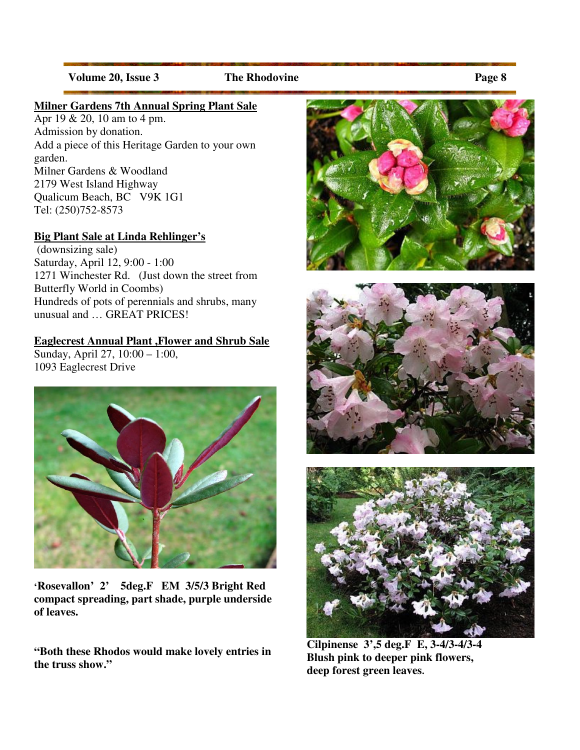**Milner Gardens 7th Annual Spring Plant Sale**

Apr 19 & 20, 10 am to 4 pm.
Admission by donation.
Add a piece of this Heritage Garden to your own garden.
Milner Gardens & Woodland
2179 West Island Highway
Qualicum Beach, BC V9K 1G1
Tel: (250)752-8573

**Big Plant Sale at Linda Rehlinger's**

(downsizing sale)
Saturday, April 12, 9:00 - 1:00
1271 Winchester Rd. (Just down the street from Butterfly World in Coombs)
Hundreds of pots of perennials and shrubs, many unusual and … GREAT PRICES!

**Eaglecrest Annual Plant ,Flower and Shrub Sale**

Sunday, April 27, 10:00 – 1:00,
1093 Eaglecrest Drive

**'Rosevallon' 2' 5deg.F EM 3/5/3 Bright Red compact spreading, part shade, purple underside of leaves.**

**"Both these Rhodos would make lovely entries in the truss show."**

**Cilpinense 3',5 deg.F E, 3-4/3-4/3-4 Blush pink to deeper pink flowers, deep forest green leaves.**